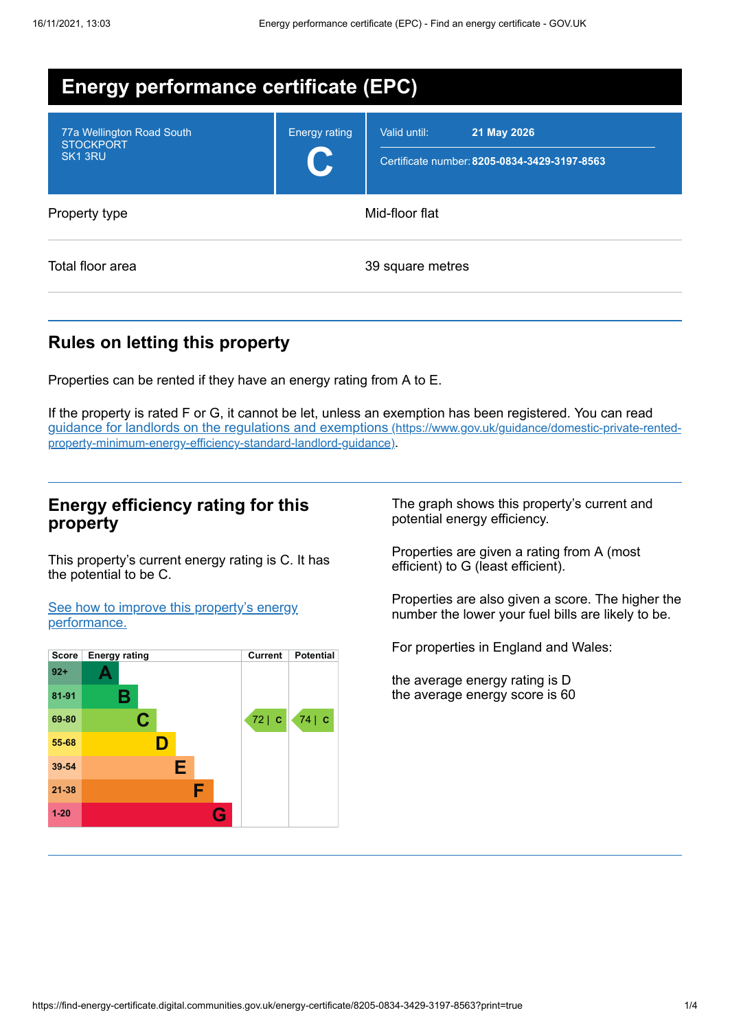# Energy performance certificate (EPC)

| | | |
|---|---|---|
| 77a Wellington Road South<br>STOCKPORT<br>SK1 3RU | Energy rating<br>**C** | Valid until: **21 May 2026**<br>Certificate number: **8205-0834-3429-3197-8563** |

| | |
|---|---|
| Property type | Mid-floor flat |
| Total floor area | 39 square metres |

## Rules on letting this property

Properties can be rented if they have an energy rating from A to E.

If the property is rated F or G, it cannot be let, unless an exemption has been registered. You can read guidance for landlords on the regulations and exemptions (https://www.gov.uk/guidance/domestic-private-rented-property-minimum-energy-efficiency-standard-landlord-guidance).

## Energy efficiency rating for this property

This property's current energy rating is C. It has the potential to be C.

See how to improve this property's energy performance.

| Score | Energy rating | Current | Potential |
|---|---|---|---|
| 92+ | A | | |
| 81-91 | B | | |
| 69-80 | C | 72 \| C | 74 \| C |
| 55-68 | D | | |
| 39-54 | E | | |
| 21-38 | F | | |
| 1-20 | G | | |

The graph shows this property's current and potential energy efficiency.

Properties are given a rating from A (most efficient) to G (least efficient).

Properties are also given a score. The higher the number the lower your fuel bills are likely to be.

For properties in England and Wales:

the average energy rating is D
the average energy score is 60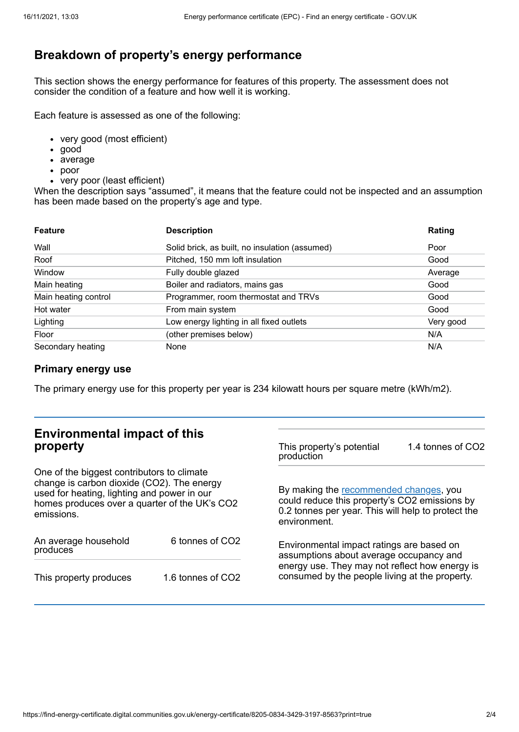## Breakdown of property's energy performance

This section shows the energy performance for features of this property. The assessment does not consider the condition of a feature and how well it is working.

Each feature is assessed as one of the following:

- very good (most efficient)
- good
- average
- poor
- very poor (least efficient)

When the description says "assumed", it means that the feature could not be inspected and an assumption has been made based on the property's age and type.

| Feature | Description | Rating |
|---|---|---|
| Wall | Solid brick, as built, no insulation (assumed) | Poor |
| Roof | Pitched, 150 mm loft insulation | Good |
| Window | Fully double glazed | Average |
| Main heating | Boiler and radiators, mains gas | Good |
| Main heating control | Programmer, room thermostat and TRVs | Good |
| Hot water | From main system | Good |
| Lighting | Low energy lighting in all fixed outlets | Very good |
| Floor | (other premises below) | N/A |
| Secondary heating | None | N/A |

### Primary energy use

The primary energy use for this property per year is 234 kilowatt hours per square metre (kWh/m2).

## Environmental impact of this property

One of the biggest contributors to climate change is carbon dioxide ($CO_2$). The energy used for heating, lighting and power in our homes produces over a quarter of the UK's $CO_2$ emissions.

| | |
|---|---|
| An average household produces | 6 tonnes of $CO_2$ |
| This property produces | 1.6 tonnes of $CO_2$ |
| This property's potential production | 1.4 tonnes of $CO_2$ |

By making the recommended changes, you could reduce this property's $CO_2$ emissions by 0.2 tonnes per year. This will help to protect the environment.

Environmental impact ratings are based on assumptions about average occupancy and energy use. They may not reflect how energy is consumed by the people living at the property.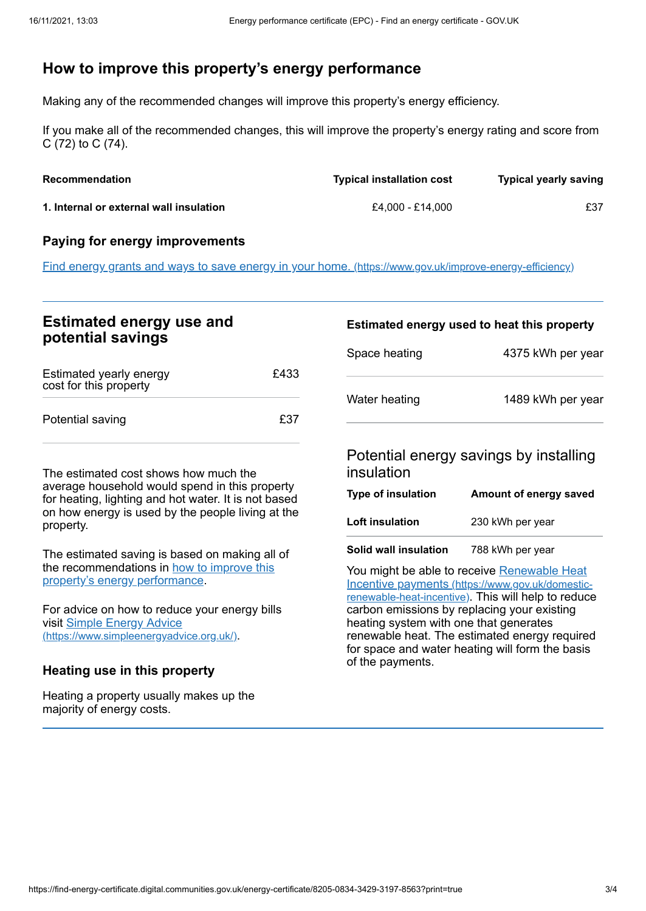## How to improve this property's energy performance

Making any of the recommended changes will improve this property's energy efficiency.

If you make all of the recommended changes, this will improve the property's energy rating and score from C (72) to C (74).

| Recommendation | Typical installation cost | Typical yearly saving |
| --- | --- | --- |
| **1. Internal or external wall insulation** | £4,000 - £14,000 | £37 |

### Paying for energy improvements

[Find energy grants and ways to save energy in your home.](https://www.gov.uk/improve-energy-efficiency) (https://www.gov.uk/improve-energy-efficiency)

## Estimated energy use and potential savings

| | |
| --- | --- |
| Estimated yearly energy cost for this property | £433 |
| Potential saving | £37 |

The estimated cost shows how much the average household would spend in this property for heating, lighting and hot water. It is not based on how energy is used by the people living at the property.

The estimated saving is based on making all of the recommendations in [how to improve this property's energy performance](#).

For advice on how to reduce your energy bills visit [Simple Energy Advice](https://www.simpleenergyadvice.org.uk/) (https://www.simpleenergyadvice.org.uk/).

### Heating use in this property

Heating a property usually makes up the majority of energy costs.

### Estimated energy used to heat this property

| | |
| --- | --- |
| Space heating | 4375 kWh per year |
| Water heating | 1489 kWh per year |

### Potential energy savings by installing insulation

| Type of insulation | Amount of energy saved |
| --- | --- |
| **Loft insulation** | 230 kWh per year |
| **Solid wall insulation** | 788 kWh per year |

You might be able to receive [Renewable Heat Incentive payments](https://www.gov.uk/domestic-renewable-heat-incentive) (https://www.gov.uk/domestic-renewable-heat-incentive). This will help to reduce carbon emissions by replacing your existing heating system with one that generates renewable heat. The estimated energy required for space and water heating will form the basis of the payments.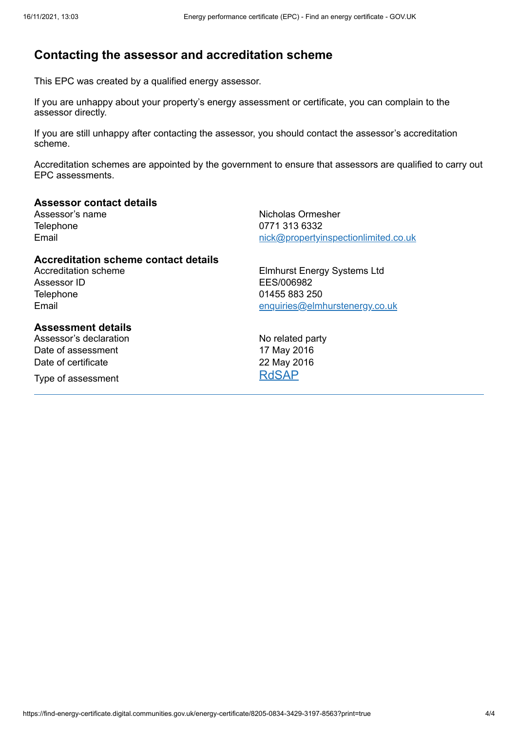## Contacting the assessor and accreditation scheme

This EPC was created by a qualified energy assessor.

If you are unhappy about your property's energy assessment or certificate, you can complain to the assessor directly.

If you are still unhappy after contacting the assessor, you should contact the assessor's accreditation scheme.

Accreditation schemes are appointed by the government to ensure that assessors are qualified to carry out EPC assessments.

### Assessor contact details

| | |
|---|---|
| Assessor's name | Nicholas Ormesher |
| Telephone | 0771 313 6332 |
| Email | nick@propertyinspectionlimited.co.uk |

### Accreditation scheme contact details

| | |
|---|---|
| Accreditation scheme | Elmhurst Energy Systems Ltd |
| Assessor ID | EES/006982 |
| Telephone | 01455 883 250 |
| Email | enquiries@elmhurstenergy.co.uk |

### Assessment details

| | |
|---|---|
| Assessor's declaration | No related party |
| Date of assessment | 17 May 2016 |
| Date of certificate | 22 May 2016 |
| Type of assessment | RdSAP |